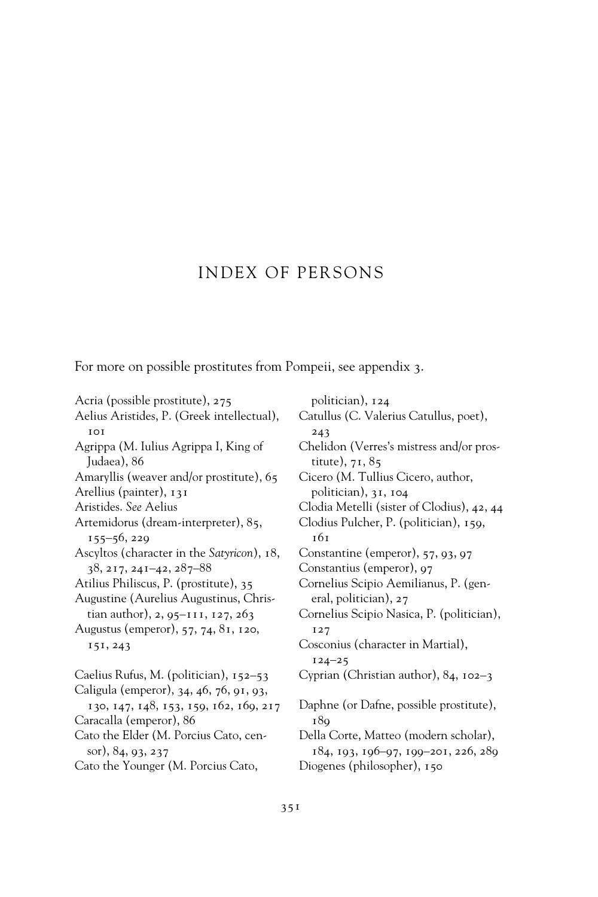# INDEX OF PERSONS

For more on possible prostitutes from Pompeii, see appendix 3.

Acria (possible prostitute), 275
Aelius Aristides, P. (Greek intellectual), 101
Agrippa (M. Iulius Agrippa I, King of Judaea), 86
Amaryllis (weaver and/or prostitute), 65
Arellius (painter), 131
Aristides. *See* Aelius
Artemidorus (dream-interpreter), 85, 155–56, 229
Ascyltos (character in the *Satyricon*), 18, 38, 217, 241–42, 287–88
Atilius Philiscus, P. (prostitute), 35
Augustine (Aurelius Augustinus, Christian author), 2, 95–111, 127, 263
Augustus (emperor), 57, 74, 81, 120, 151, 243

Caelius Rufus, M. (politician), 152–53
Caligula (emperor), 34, 46, 76, 91, 93, 130, 147, 148, 153, 159, 162, 169, 217
Caracalla (emperor), 86
Cato the Elder (M. Porcius Cato, censor), 84, 93, 237
Cato the Younger (M. Porcius Cato, politician), 124
Catullus (C. Valerius Catullus, poet), 243
Chelidon (Verres's mistress and/or prostitute), 71, 85
Cicero (M. Tullius Cicero, author, politician), 31, 104
Clodia Metelli (sister of Clodius), 42, 44
Clodius Pulcher, P. (politician), 159, 161
Constantine (emperor), 57, 93, 97
Constantius (emperor), 97
Cornelius Scipio Aemilianus, P. (general, politician), 27
Cornelius Scipio Nasica, P. (politician), 127
Cosconius (character in Martial), 124–25
Cyprian (Christian author), 84, 102–3

Daphne (or Dafne, possible prostitute), 189
Della Corte, Matteo (modern scholar), 184, 193, 196–97, 199–201, 226, 289
Diogenes (philosopher), 150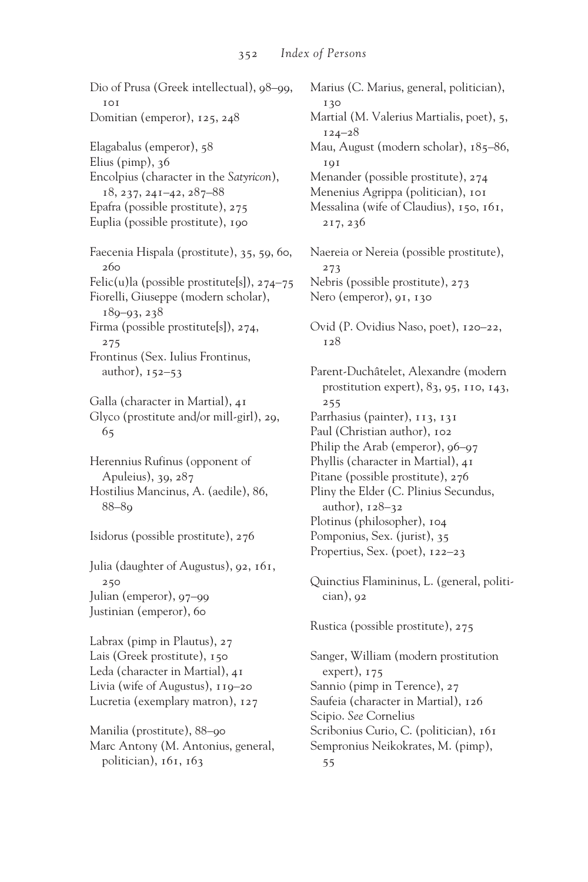Dio of Prusa (Greek intellectual), 98–99, 101
Domitian (emperor), 125, 248

Elagabalus (emperor), 58
Elius (pimp), 36
Encolpius (character in the *Satyricon*), 18, 237, 241–42, 287–88
Epafra (possible prostitute), 275
Euplia (possible prostitute), 190

Faecenia Hispala (prostitute), 35, 59, 60, 260
Felic(u)la (possible prostitute[s]), 274–75
Fiorelli, Giuseppe (modern scholar), 189–93, 238
Firma (possible prostitute[s]), 274, 275
Frontinus (Sex. Iulius Frontinus, author), 152–53

Galla (character in Martial), 41
Glyco (prostitute and/or mill-girl), 29, 65

Herennius Rufinus (opponent of Apuleius), 39, 287
Hostilius Mancinus, A. (aedile), 86, 88–89

Isidorus (possible prostitute), 276

Julia (daughter of Augustus), 92, 161, 250
Julian (emperor), 97–99
Justinian (emperor), 60

Labrax (pimp in Plautus), 27
Lais (Greek prostitute), 150
Leda (character in Martial), 41
Livia (wife of Augustus), 119–20
Lucretia (exemplary matron), 127

Manilia (prostitute), 88–90
Marc Antony (M. Antonius, general, politician), 161, 163
Marius (C. Marius, general, politician), 130
Martial (M. Valerius Martialis, poet), 5, 124–28
Mau, August (modern scholar), 185–86, 191
Menander (possible prostitute), 274
Menenius Agrippa (politician), 101
Messalina (wife of Claudius), 150, 161, 217, 236

Naereia or Nereia (possible prostitute), 273
Nebris (possible prostitute), 273
Nero (emperor), 91, 130

Ovid (P. Ovidius Naso, poet), 120–22, 128

Parent-Duchâtelet, Alexandre (modern prostitution expert), 83, 95, 110, 143, 255
Parrhasius (painter), 113, 131
Paul (Christian author), 102
Philip the Arab (emperor), 96–97
Phyllis (character in Martial), 41
Pitane (possible prostitute), 276
Pliny the Elder (C. Plinius Secundus, author), 128–32
Plotinus (philosopher), 104
Pomponius, Sex. (jurist), 35
Propertius, Sex. (poet), 122–23

Quinctius Flamininus, L. (general, politician), 92

Rustica (possible prostitute), 275

Sanger, William (modern prostitution expert), 175
Sannio (pimp in Terence), 27
Saufeia (character in Martial), 126
Scipio. *See* Cornelius
Scribonius Curio, C. (politician), 161
Sempronius Neikokrates, M. (pimp), 55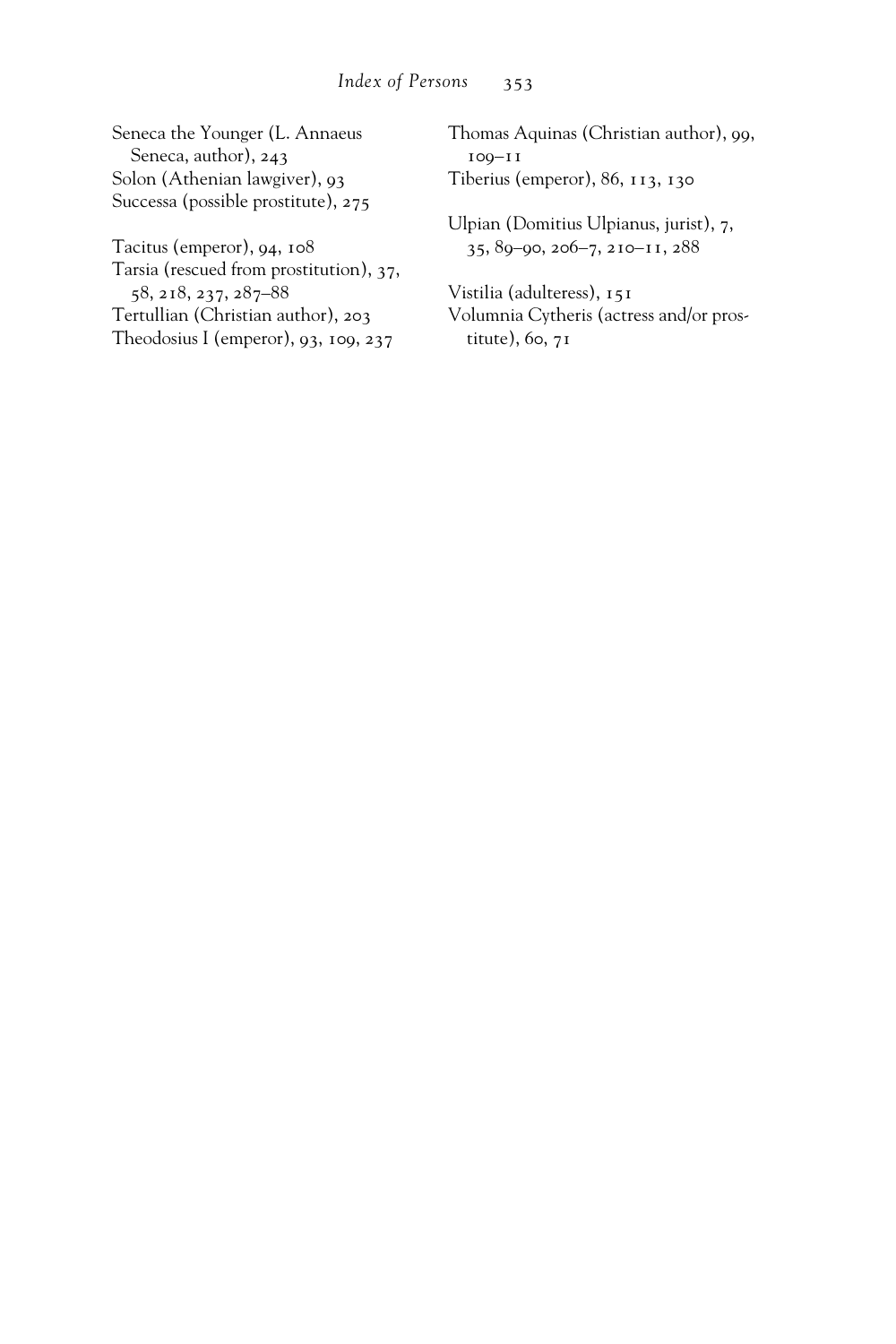Seneca the Younger (L. Annaeus Seneca, author), 243
Solon (Athenian lawgiver), 93
Successa (possible prostitute), 275

Tacitus (emperor), 94, 108
Tarsia (rescued from prostitution), 37, 58, 218, 237, 287–88
Tertullian (Christian author), 203
Theodosius I (emperor), 93, 109, 237
Thomas Aquinas (Christian author), 99, 109–11
Tiberius (emperor), 86, 113, 130

Ulpian (Domitius Ulpianus, jurist), 7, 35, 89–90, 206–7, 210–11, 288

Vistilia (adulteress), 151
Volumnia Cytheris (actress and/or prostitute), 60, 71